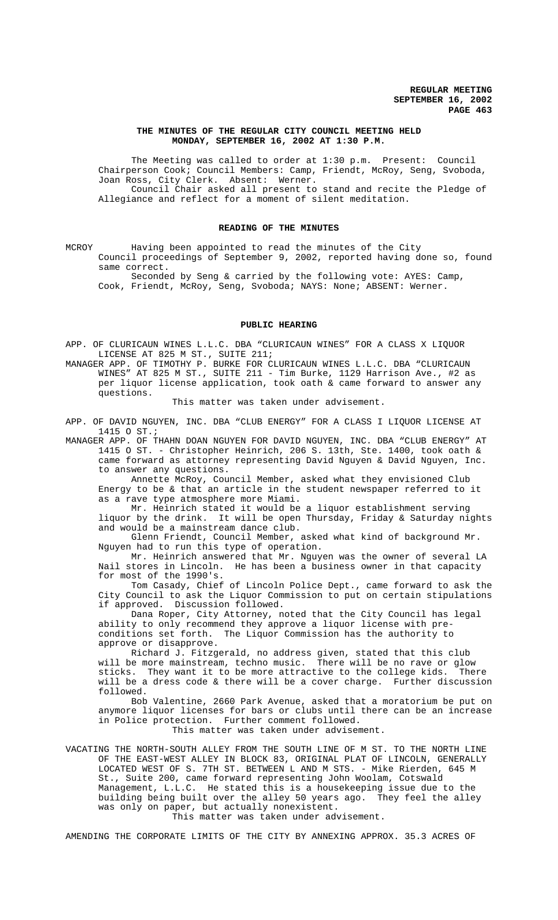**REGULAR MEETING**
**SEPTEMBER 16, 2002**

## THE MINUTES OF THE REGULAR CITY COUNCIL MEETING HELD MONDAY, SEPTEMBER 16, 2002 AT 1:30 P.M.

The Meeting was called to order at 1:30 p.m. Present: Council Chairperson Cook; Council Members: Camp, Friendt, McRoy, Seng, Svoboda, Joan Ross, City Clerk. Absent: Werner.

Council Chair asked all present to stand and recite the Pledge of Allegiance and reflect for a moment of silent meditation.

### READING OF THE MINUTES

MCROY Having been appointed to read the minutes of the City Council proceedings of September 9, 2002, reported having done so, found same correct.

Seconded by Seng & carried by the following vote: AYES: Camp, Cook, Friendt, McRoy, Seng, Svoboda; NAYS: None; ABSENT: Werner.

### PUBLIC HEARING

APP. OF CLURICAUN WINES L.L.C. DBA "CLURICAUN WINES" FOR A CLASS X LIQUOR LICENSE AT 825 M ST., SUITE 211;

MANAGER APP. OF TIMOTHY P. BURKE FOR CLURICAUN WINES L.L.C. DBA "CLURICAUN WINES" AT 825 M ST., SUITE 211 - Tim Burke, 1129 Harrison Ave., #2 as per liquor license application, took oath & came forward to answer any questions.

This matter was taken under advisement.

APP. OF DAVID NGUYEN, INC. DBA "CLUB ENERGY" FOR A CLASS I LIQUOR LICENSE AT 1415 O ST.;

MANAGER APP. OF THAHN DOAN NGUYEN FOR DAVID NGUYEN, INC. DBA "CLUB ENERGY" AT 1415 O ST. - Christopher Heinrich, 206 S. 13th, Ste. 1400, took oath & came forward as attorney representing David Nguyen & David Nguyen, Inc. to answer any questions.

Annette McRoy, Council Member, asked what they envisioned Club Energy to be & that an article in the student newspaper referred to it as a rave type atmosphere more Miami.

Mr. Heinrich stated it would be a liquor establishment serving liquor by the drink. It will be open Thursday, Friday & Saturday nights and would be a mainstream dance club.

Glenn Friendt, Council Member, asked what kind of background Mr. Nguyen had to run this type of operation.

Mr. Heinrich answered that Mr. Nguyen was the owner of several LA Nail stores in Lincoln. He has been a business owner in that capacity for most of the 1990's.

Tom Casady, Chief of Lincoln Police Dept., came forward to ask the City Council to ask the Liquor Commission to put on certain stipulations if approved. Discussion followed.

Dana Roper, City Attorney, noted that the City Council has legal ability to only recommend they approve a liquor license with pre-conditions set forth. The Liquor Commission has the authority to approve or disapprove.

Richard J. Fitzgerald, no address given, stated that this club will be more mainstream, techno music. There will be no rave or glow sticks. They want it to be more attractive to the college kids. There will be a dress code & there will be a cover charge. Further discussion followed.

Bob Valentine, 2660 Park Avenue, asked that a moratorium be put on anymore liquor licenses for bars or clubs until there can be an increase in Police protection. Further comment followed.

This matter was taken under advisement.

VACATING THE NORTH-SOUTH ALLEY FROM THE SOUTH LINE OF M ST. TO THE NORTH LINE OF THE EAST-WEST ALLEY IN BLOCK 83, ORIGINAL PLAT OF LINCOLN, GENERALLY LOCATED WEST OF S. 7TH ST. BETWEEN L AND M STS. - Mike Rierden, 645 M St., Suite 200, came forward representing John Woolam, Cotswald Management, L.L.C. He stated this is a housekeeping issue due to the building being built over the alley 50 years ago. They feel the alley was only on paper, but actually nonexistent.

This matter was taken under advisement.

AMENDING THE CORPORATE LIMITS OF THE CITY BY ANNEXING APPROX. 35.3 ACRES OF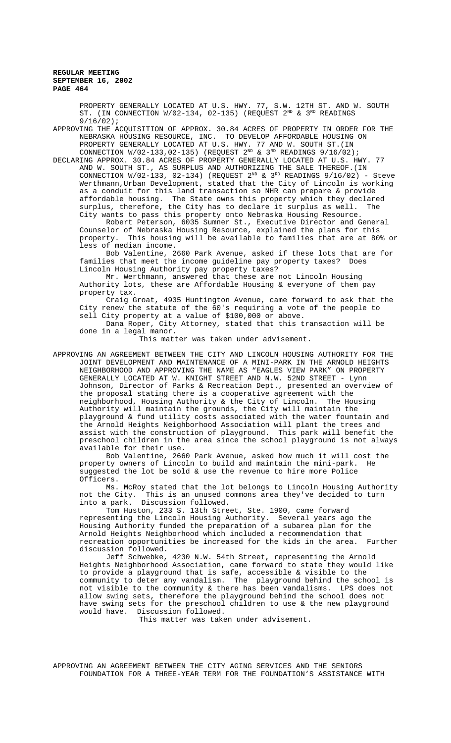PROPERTY GENERALLY LOCATED AT U.S. HWY. 77, S.W. 12TH ST. AND W. SOUTH ST. (IN CONNECTION W/02-134, 02-135) (REQUEST $2^{ND}$ & $3^{RD}$ READINGS 9/16/02);

APPROVING THE ACQUISITION OF APPROX. 30.84 ACRES OF PROPERTY IN ORDER FOR THE NEBRASKA HOUSING RESOURCE, INC. TO DEVELOP AFFORDABLE HOUSING ON PROPERTY GENERALLY LOCATED AT U.S. HWY. 77 AND W. SOUTH ST.(IN CONNECTION W/02-133,02-135) (REQUEST $2^{ND}$ & $3^{RD}$ READINGS 9/16/02);

DECLARING APPROX. 30.84 ACRES OF PROPERTY GENERALLY LOCATED AT U.S. HWY. 77 AND W. SOUTH ST., AS SURPLUS AND AUTHORIZING THE SALE THEREOF.(IN CONNECTION W/02-133, 02-134) (REQUEST $2^{ND}$ & $3^{RD}$ READINGS 9/16/02) - Steve Werthmann,Urban Development, stated that the City of Lincoln is working as a conduit for this land transaction so NHR can prepare & provide affordable housing. The State owns this property which they declared surplus, therefore, the City has to declare it surplus as well. The City wants to pass this property onto Nebraska Housing Resource.

Robert Peterson, 6035 Sumner St., Executive Director and General Counselor of Nebraska Housing Resource, explained the plans for this property. This housing will be available to families that are at 80% or less of median income.

Bob Valentine, 2660 Park Avenue, asked if these lots that are for families that meet the income guideline pay property taxes? Does Lincoln Housing Authority pay property taxes?

Mr. Werthmann, answered that these are not Lincoln Housing Authority lots, these are Affordable Housing & everyone of them pay property tax.

Craig Groat, 4935 Huntington Avenue, came forward to ask that the City renew the statute of the 60's requiring a vote of the people to sell City property at a value of $100,000 or above.

Dana Roper, City Attorney, stated that this transaction will be done in a legal manor.

This matter was taken under advisement.

APPROVING AN AGREEMENT BETWEEN THE CITY AND LINCOLN HOUSING AUTHORITY FOR THE JOINT DEVELOPMENT AND MAINTENANCE OF A MINI-PARK IN THE ARNOLD HEIGHTS NEIGHBORHOOD AND APPROVING THE NAME AS "EAGLES VIEW PARK" ON PROPERTY GENERALLY LOCATED AT W. KNIGHT STREET AND N.W. 52ND STREET - Lynn Johnson, Director of Parks & Recreation Dept., presented an overview of the proposal stating there is a cooperative agreement with the neighborhood, Housing Authority & the City of Lincoln. The Housing Authority will maintain the grounds, the City will maintain the playground & fund utility costs associated with the water fountain and the Arnold Heights Neighborhood Association will plant the trees and assist with the construction of playground. This park will benefit the preschool children in the area since the school playground is not always available for their use.

Bob Valentine, 2660 Park Avenue, asked how much it will cost the property owners of Lincoln to build and maintain the mini-park. He suggested the lot be sold & use the revenue to hire more Police Officers.

Ms. McRoy stated that the lot belongs to Lincoln Housing Authority not the City. This is an unused commons area they've decided to turn into a park. Discussion followed.

Tom Huston, 233 S. 13th Street, Ste. 1900, came forward representing the Lincoln Housing Authority. Several years ago the Housing Authority funded the preparation of a subarea plan for the Arnold Heights Neighborhood which included a recommendation that recreation opportunities be increased for the kids in the area. Further discussion followed.

Jeff Schwebke, 4230 N.W. 54th Street, representing the Arnold Heights Neighborhood Association, came forward to state they would like to provide a playground that is safe, accessible & visible to the community to deter any vandalism. The playground behind the school is not visible to the community & there has been vandalisms. LPS does not allow swing sets, therefore the playground behind the school does not have swing sets for the preschool children to use & the new playground would have. Discussion followed.

This matter was taken under advisement.

APPROVING AN AGREEMENT BETWEEN THE CITY AGING SERVICES AND THE SENIORS FOUNDATION FOR A THREE-YEAR TERM FOR THE FOUNDATION'S ASSISTANCE WITH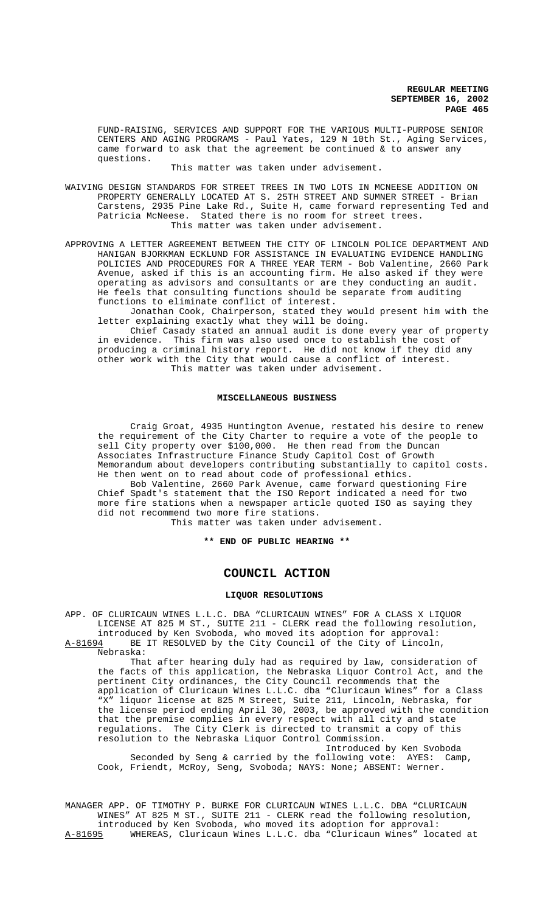FUND-RAISING, SERVICES AND SUPPORT FOR THE VARIOUS MULTI-PURPOSE SENIOR CENTERS AND AGING PROGRAMS - Paul Yates, 129 N 10th St., Aging Services, came forward to ask that the agreement be continued & to answer any questions.

This matter was taken under advisement.

WAIVING DESIGN STANDARDS FOR STREET TREES IN TWO LOTS IN MCNEESE ADDITION ON PROPERTY GENERALLY LOCATED AT S. 25TH STREET AND SUMNER STREET - Brian Carstens, 2935 Pine Lake Rd., Suite H, came forward representing Ted and Patricia McNeese. Stated there is no room for street trees.

This matter was taken under advisement.

APPROVING A LETTER AGREEMENT BETWEEN THE CITY OF LINCOLN POLICE DEPARTMENT AND HANIGAN BJORKMAN ECKLUND FOR ASSISTANCE IN EVALUATING EVIDENCE HANDLING POLICIES AND PROCEDURES FOR A THREE YEAR TERM - Bob Valentine, 2660 Park Avenue, asked if this is an accounting firm. He also asked if they were operating as advisors and consultants or are they conducting an audit. He feels that consulting functions should be separate from auditing functions to eliminate conflict of interest.

Jonathan Cook, Chairperson, stated they would present him with the letter explaining exactly what they will be doing.

Chief Casady stated an annual audit is done every year of property in evidence. This firm was also used once to establish the cost of producing a criminal history report. He did not know if they did any other work with the City that would cause a conflict of interest.

This matter was taken under advisement.

## MISCELLANEOUS BUSINESS

Craig Groat, 4935 Huntington Avenue, restated his desire to renew the requirement of the City Charter to require a vote of the people to sell City property over $100,000. He then read from the Duncan Associates Infrastructure Finance Study Capitol Cost of Growth Memorandum about developers contributing substantially to capitol costs. He then went on to read about code of professional ethics.

Bob Valentine, 2660 Park Avenue, came forward questioning Fire Chief Spadt's statement that the ISO Report indicated a need for two more fire stations when a newspaper article quoted ISO as saying they did not recommend two more fire stations.

This matter was taken under advisement.

**\*\* END OF PUBLIC HEARING \*\***

# COUNCIL ACTION

## LIQUOR RESOLUTIONS

APP. OF CLURICAUN WINES L.L.C. DBA "CLURICAUN WINES" FOR A CLASS X LIQUOR LICENSE AT 825 M ST., SUITE 211 - CLERK read the following resolution, introduced by Ken Svoboda, who moved its adoption for approval:

A-81694 BE IT RESOLVED by the City Council of the City of Lincoln, Nebraska:

That after hearing duly had as required by law, consideration of the facts of this application, the Nebraska Liquor Control Act, and the pertinent City ordinances, the City Council recommends that the application of Cluricaun Wines L.L.C. dba "Cluricaun Wines" for a Class "X" liquor license at 825 M Street, Suite 211, Lincoln, Nebraska, for the license period ending April 30, 2003, be approved with the condition that the premise complies in every respect with all city and state regulations. The City Clerk is directed to transmit a copy of this resolution to the Nebraska Liquor Control Commission.

Introduced by Ken Svoboda

Seconded by Seng & carried by the following vote: AYES: Camp, Cook, Friendt, McRoy, Seng, Svoboda; NAYS: None; ABSENT: Werner.

MANAGER APP. OF TIMOTHY P. BURKE FOR CLURICAUN WINES L.L.C. DBA "CLURICAUN WINES" AT 825 M ST., SUITE 211 - CLERK read the following resolution, introduced by Ken Svoboda, who moved its adoption for approval:

A-81695 WHEREAS, Cluricaun Wines L.L.C. dba "Cluricaun Wines" located at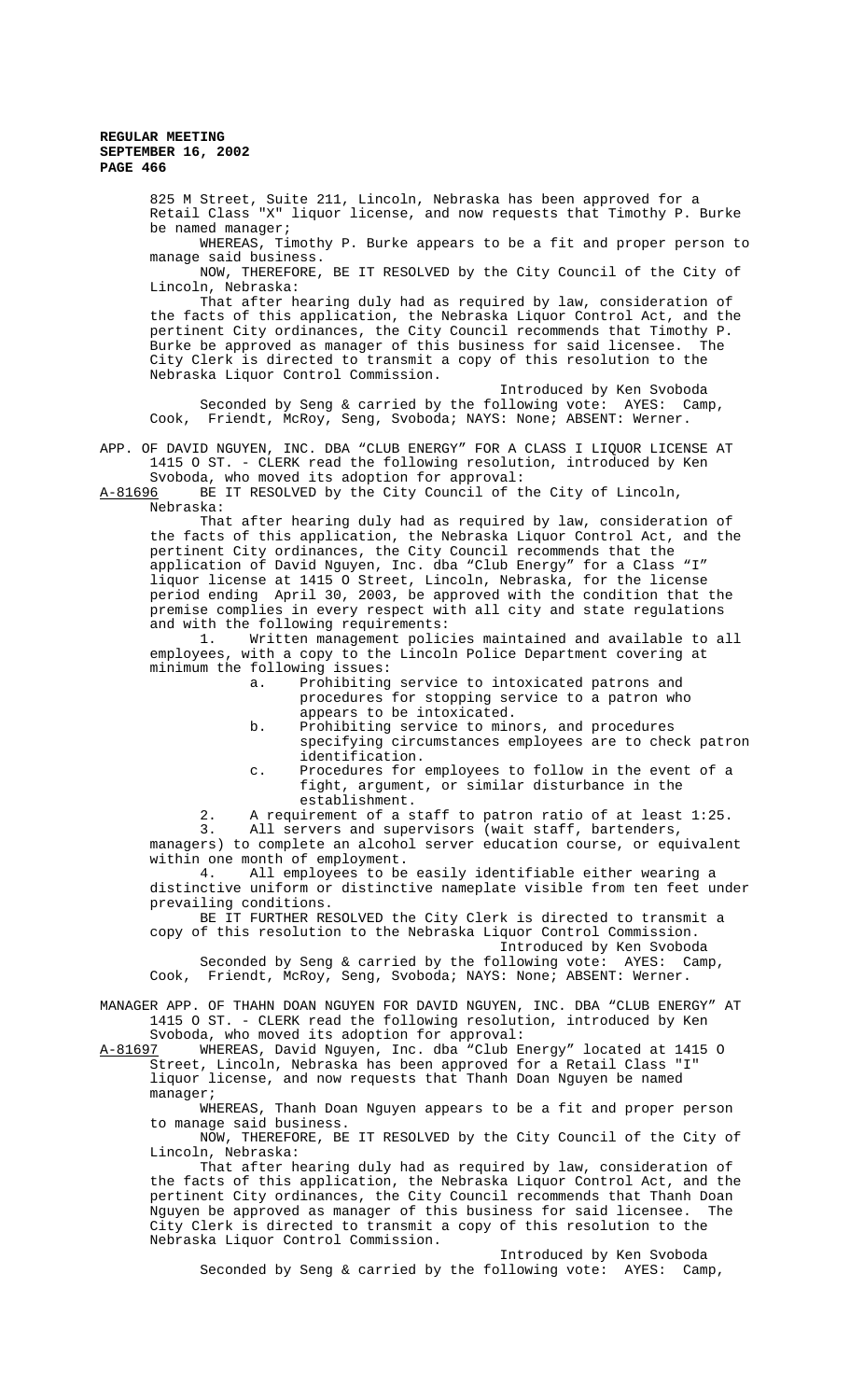825 M Street, Suite 211, Lincoln, Nebraska has been approved for a Retail Class "X" liquor license, and now requests that Timothy P. Burke be named manager;

WHEREAS, Timothy P. Burke appears to be a fit and proper person to manage said business.

NOW, THEREFORE, BE IT RESOLVED by the City Council of the City of Lincoln, Nebraska:

That after hearing duly had as required by law, consideration of the facts of this application, the Nebraska Liquor Control Act, and the pertinent City ordinances, the City Council recommends that Timothy P. Burke be approved as manager of this business for said licensee. The City Clerk is directed to transmit a copy of this resolution to the Nebraska Liquor Control Commission.

Introduced by Ken Svoboda

Seconded by Seng & carried by the following vote: AYES: Camp, Cook, Friendt, McRoy, Seng, Svoboda; NAYS: None; ABSENT: Werner.

APP. OF DAVID NGUYEN, INC. DBA "CLUB ENERGY" FOR A CLASS I LIQUOR LICENSE AT 1415 O ST. - CLERK read the following resolution, introduced by Ken Svoboda, who moved its adoption for approval:

A-81696 BE IT RESOLVED by the City Council of the City of Lincoln, Nebraska:

That after hearing duly had as required by law, consideration of the facts of this application, the Nebraska Liquor Control Act, and the pertinent City ordinances, the City Council recommends that the application of David Nguyen, Inc. dba "Club Energy" for a Class "I" liquor license at 1415 O Street, Lincoln, Nebraska, for the license period ending April 30, 2003, be approved with the condition that the premise complies in every respect with all city and state regulations and with the following requirements:

1. Written management policies maintained and available to all employees, with a copy to the Lincoln Police Department covering at minimum the following issues:
   a. Prohibiting service to intoxicated patrons and procedures for stopping service to a patron who appears to be intoxicated.
   b. Prohibiting service to minors, and procedures specifying circumstances employees are to check patron identification.
   c. Procedures for employees to follow in the event of a fight, argument, or similar disturbance in the establishment.
2. A requirement of a staff to patron ratio of at least 1:25.
3. All servers and supervisors (wait staff, bartenders, managers) to complete an alcohol server education course, or equivalent within one month of employment.
4. All employees to be easily identifiable either wearing a distinctive uniform or distinctive nameplate visible from ten feet under prevailing conditions.

BE IT FURTHER RESOLVED the City Clerk is directed to transmit a copy of this resolution to the Nebraska Liquor Control Commission.

Introduced by Ken Svoboda

Seconded by Seng & carried by the following vote: AYES: Camp, Cook, Friendt, McRoy, Seng, Svoboda; NAYS: None; ABSENT: Werner.

MANAGER APP. OF THAHN DOAN NGUYEN FOR DAVID NGUYEN, INC. DBA "CLUB ENERGY" AT 1415 O ST. - CLERK read the following resolution, introduced by Ken Svoboda, who moved its adoption for approval:

A-81697 WHEREAS, David Nguyen, Inc. dba "Club Energy" located at 1415 O Street, Lincoln, Nebraska has been approved for a Retail Class "I" liquor license, and now requests that Thanh Doan Nguyen be named manager;

WHEREAS, Thanh Doan Nguyen appears to be a fit and proper person to manage said business.

NOW, THEREFORE, BE IT RESOLVED by the City Council of the City of Lincoln, Nebraska:

That after hearing duly had as required by law, consideration of the facts of this application, the Nebraska Liquor Control Act, and the pertinent City ordinances, the City Council recommends that Thanh Doan Nguyen be approved as manager of this business for said licensee. The City Clerk is directed to transmit a copy of this resolution to the Nebraska Liquor Control Commission.

Introduced by Ken Svoboda

Seconded by Seng & carried by the following vote: AYES: Camp,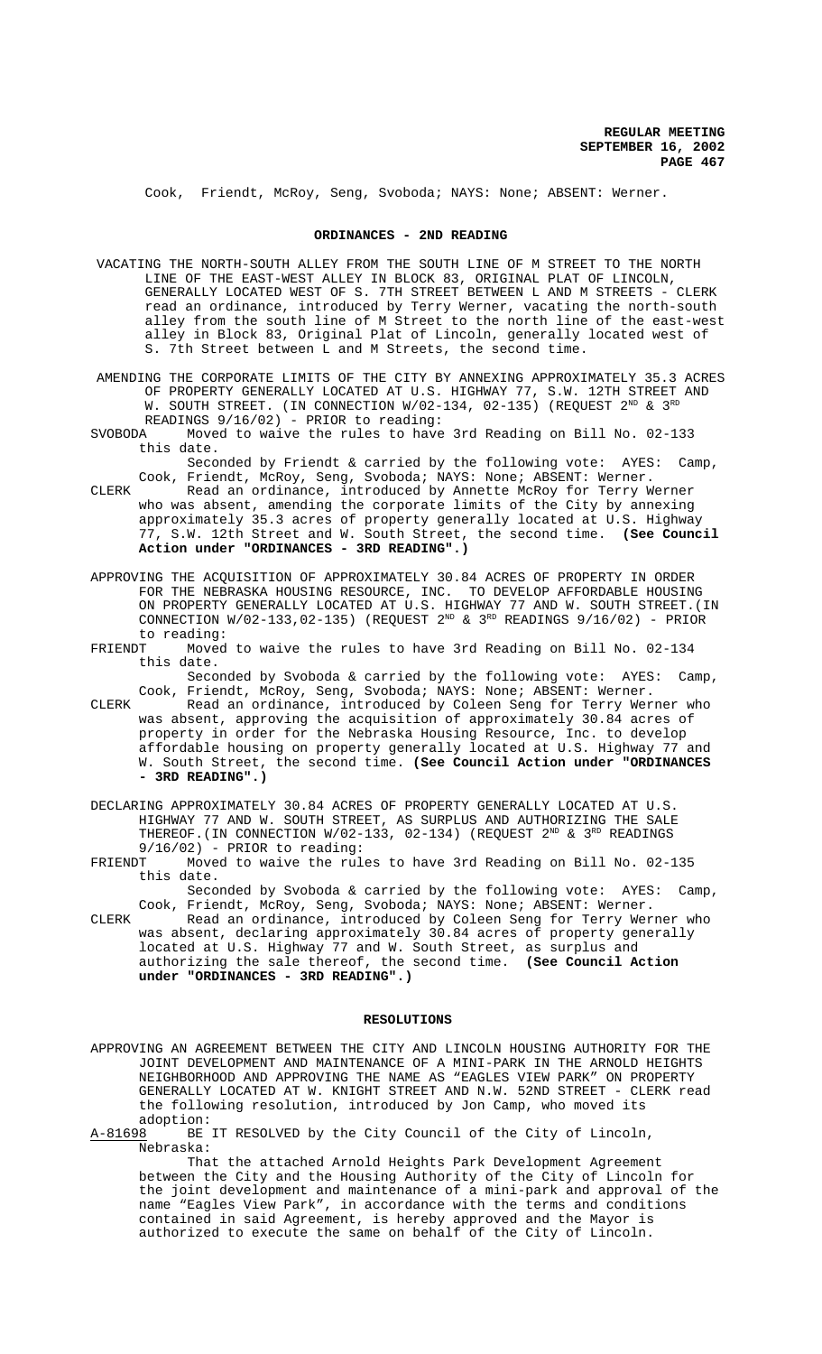Cook, Friendt, McRoy, Seng, Svoboda; NAYS: None; ABSENT: Werner.

## ORDINANCES - 2ND READING

VACATING THE NORTH-SOUTH ALLEY FROM THE SOUTH LINE OF M STREET TO THE NORTH LINE OF THE EAST-WEST ALLEY IN BLOCK 83, ORIGINAL PLAT OF LINCOLN, GENERALLY LOCATED WEST OF S. 7TH STREET BETWEEN L AND M STREETS - CLERK read an ordinance, introduced by Terry Werner, vacating the north-south alley from the south line of M Street to the north line of the east-west alley in Block 83, Original Plat of Lincoln, generally located west of S. 7th Street between L and M Streets, the second time.

AMENDING THE CORPORATE LIMITS OF THE CITY BY ANNEXING APPROXIMATELY 35.3 ACRES OF PROPERTY GENERALLY LOCATED AT U.S. HIGHWAY 77, S.W. 12TH STREET AND W. SOUTH STREET. (IN CONNECTION W/02-134, 02-135) (REQUEST 2ND & 3RD READINGS 9/16/02) - PRIOR to reading:

SVOBODA Moved to waive the rules to have 3rd Reading on Bill No. 02-133 this date.

Seconded by Friendt & carried by the following vote: AYES: Camp, Cook, Friendt, McRoy, Seng, Svoboda; NAYS: None; ABSENT: Werner.

CLERK Read an ordinance, introduced by Annette McRoy for Terry Werner who was absent, amending the corporate limits of the City by annexing approximately 35.3 acres of property generally located at U.S. Highway 77, S.W. 12th Street and W. South Street, the second time. **(See Council Action under "ORDINANCES - 3RD READING".)**

APPROVING THE ACQUISITION OF APPROXIMATELY 30.84 ACRES OF PROPERTY IN ORDER FOR THE NEBRASKA HOUSING RESOURCE, INC. TO DEVELOP AFFORDABLE HOUSING ON PROPERTY GENERALLY LOCATED AT U.S. HIGHWAY 77 AND W. SOUTH STREET.(IN CONNECTION W/02-133,02-135) (REQUEST 2ND & 3RD READINGS 9/16/02) - PRIOR to reading:

FRIENDT Moved to waive the rules to have 3rd Reading on Bill No. 02-134 this date.

Seconded by Svoboda & carried by the following vote: AYES: Camp, Cook, Friendt, McRoy, Seng, Svoboda; NAYS: None; ABSENT: Werner.

CLERK Read an ordinance, introduced by Coleen Seng for Terry Werner who was absent, approving the acquisition of approximately 30.84 acres of property in order for the Nebraska Housing Resource, Inc. to develop affordable housing on property generally located at U.S. Highway 77 and W. South Street, the second time. **(See Council Action under "ORDINANCES - 3RD READING".)**

DECLARING APPROXIMATELY 30.84 ACRES OF PROPERTY GENERALLY LOCATED AT U.S. HIGHWAY 77 AND W. SOUTH STREET, AS SURPLUS AND AUTHORIZING THE SALE THEREOF.(IN CONNECTION W/02-133, 02-134) (REQUEST 2ND & 3RD READINGS 9/16/02) - PRIOR to reading:

FRIENDT Moved to waive the rules to have 3rd Reading on Bill No. 02-135 this date.

Seconded by Svoboda & carried by the following vote: AYES: Camp, Cook, Friendt, McRoy, Seng, Svoboda; NAYS: None; ABSENT: Werner.

CLERK Read an ordinance, introduced by Coleen Seng for Terry Werner who was absent, declaring approximately 30.84 acres of property generally located at U.S. Highway 77 and W. South Street, as surplus and authorizing the sale thereof, the second time. **(See Council Action under "ORDINANCES - 3RD READING".)**

## RESOLUTIONS

APPROVING AN AGREEMENT BETWEEN THE CITY AND LINCOLN HOUSING AUTHORITY FOR THE JOINT DEVELOPMENT AND MAINTENANCE OF A MINI-PARK IN THE ARNOLD HEIGHTS NEIGHBORHOOD AND APPROVING THE NAME AS "EAGLES VIEW PARK" ON PROPERTY GENERALLY LOCATED AT W. KNIGHT STREET AND N.W. 52ND STREET - CLERK read the following resolution, introduced by Jon Camp, who moved its adoption:

A-81698 BE IT RESOLVED by the City Council of the City of Lincoln, Nebraska:

That the attached Arnold Heights Park Development Agreement between the City and the Housing Authority of the City of Lincoln for the joint development and maintenance of a mini-park and approval of the name "Eagles View Park", in accordance with the terms and conditions contained in said Agreement, is hereby approved and the Mayor is authorized to execute the same on behalf of the City of Lincoln.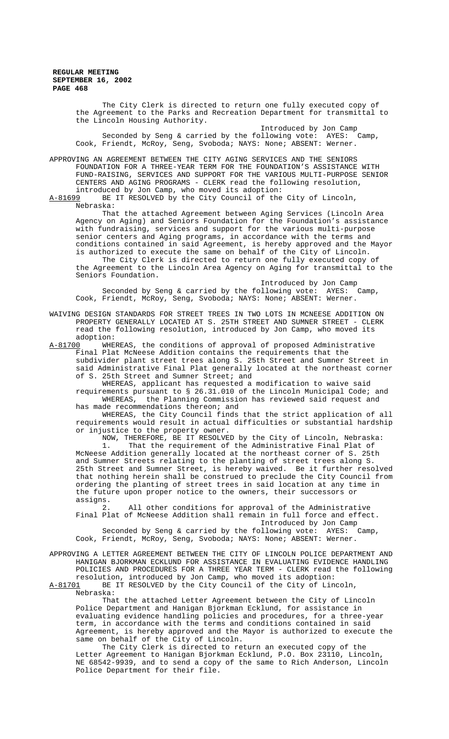The City Clerk is directed to return one fully executed copy of the Agreement to the Parks and Recreation Department for transmittal to the Lincoln Housing Authority.

Introduced by Jon Camp

Seconded by Seng & carried by the following vote: AYES: Camp, Cook, Friendt, McRoy, Seng, Svoboda; NAYS: None; ABSENT: Werner.

APPROVING AN AGREEMENT BETWEEN THE CITY AGING SERVICES AND THE SENIORS FOUNDATION FOR A THREE-YEAR TERM FOR THE FOUNDATION'S ASSISTANCE WITH FUND-RAISING, SERVICES AND SUPPORT FOR THE VARIOUS MULTI-PURPOSE SENIOR CENTERS AND AGING PROGRAMS - CLERK read the following resolution, introduced by Jon Camp, who moved its adoption:

A-81699 BE IT RESOLVED by the City Council of the City of Lincoln, Nebraska:

That the attached Agreement between Aging Services (Lincoln Area Agency on Aging) and Seniors Foundation for the Foundation's assistance with fundraising, services and support for the various multi-purpose senior centers and Aging programs, in accordance with the terms and conditions contained in said Agreement, is hereby approved and the Mayor is authorized to execute the same on behalf of the City of Lincoln.

The City Clerk is directed to return one fully executed copy of the Agreement to the Lincoln Area Agency on Aging for transmittal to the Seniors Foundation.

Introduced by Jon Camp

Seconded by Seng & carried by the following vote: AYES: Camp, Cook, Friendt, McRoy, Seng, Svoboda; NAYS: None; ABSENT: Werner.

WAIVING DESIGN STANDARDS FOR STREET TREES IN TWO LOTS IN MCNEESE ADDITION ON PROPERTY GENERALLY LOCATED AT S. 25TH STREET AND SUMNER STREET - CLERK read the following resolution, introduced by Jon Camp, who moved its adoption:

A-81700 WHEREAS, the conditions of approval of proposed Administrative Final Plat McNeese Addition contains the requirements that the subdivider plant street trees along S. 25th Street and Sumner Street in said Administrative Final Plat generally located at the northeast corner of S. 25th Street and Sumner Street; and

WHEREAS, applicant has requested a modification to waive said requirements pursuant to § 26.31.010 of the Lincoln Municipal Code; and

WHEREAS, the Planning Commission has reviewed said request and has made recommendations thereon; and

WHEREAS, the City Council finds that the strict application of all requirements would result in actual difficulties or substantial hardship or injustice to the property owner.

NOW, THEREFORE, BE IT RESOLVED by the City of Lincoln, Nebraska:

1. That the requirement of the Administrative Final Plat of McNeese Addition generally located at the northeast corner of S. 25th and Sumner Streets relating to the planting of street trees along S. 25th Street and Sumner Street, is hereby waived. Be it further resolved that nothing herein shall be construed to preclude the City Council from ordering the planting of street trees in said location at any time in the future upon proper notice to the owners, their successors or assigns.

2. All other conditions for approval of the Administrative Final Plat of McNeese Addition shall remain in full force and effect.

Introduced by Jon Camp

Seconded by Seng & carried by the following vote: AYES: Camp, Cook, Friendt, McRoy, Seng, Svoboda; NAYS: None; ABSENT: Werner.

APPROVING A LETTER AGREEMENT BETWEEN THE CITY OF LINCOLN POLICE DEPARTMENT AND HANIGAN BJORKMAN ECKLUND FOR ASSISTANCE IN EVALUATING EVIDENCE HANDLING POLICIES AND PROCEDURES FOR A THREE YEAR TERM - CLERK read the following resolution, introduced by Jon Camp, who moved its adoption:

A-81701 BE IT RESOLVED by the City Council of the City of Lincoln, Nebraska:

That the attached Letter Agreement between the City of Lincoln Police Department and Hanigan Bjorkman Ecklund, for assistance in evaluating evidence handling policies and procedures, for a three-year term, in accordance with the terms and conditions contained in said Agreement, is hereby approved and the Mayor is authorized to execute the same on behalf of the City of Lincoln.

The City Clerk is directed to return an executed copy of the Letter Agreement to Hanigan Bjorkman Ecklund, P.O. Box 23110, Lincoln, NE 68542-9939, and to send a copy of the same to Rich Anderson, Lincoln Police Department for their file.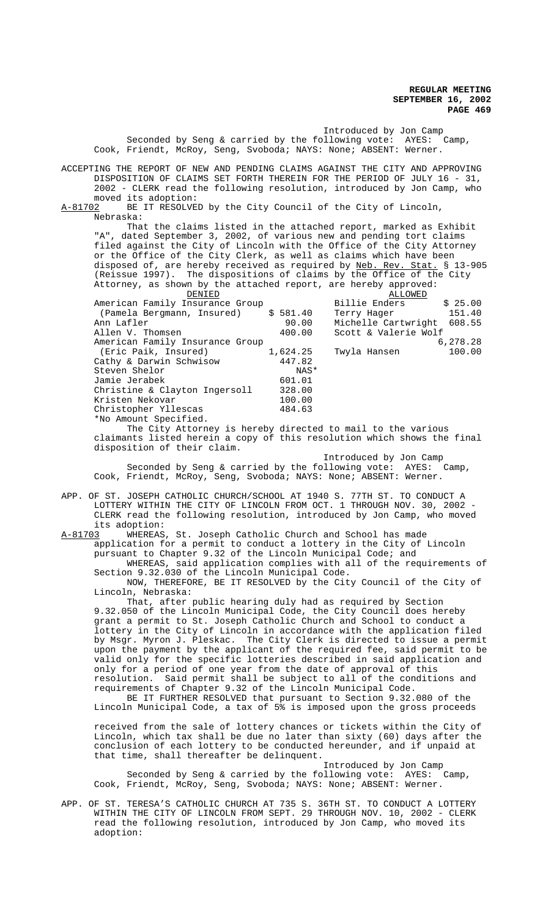Introduced by Jon Camp

Seconded by Seng & carried by the following vote: AYES: Camp, Cook, Friendt, McRoy, Seng, Svoboda; NAYS: None; ABSENT: Werner.

ACCEPTING THE REPORT OF NEW AND PENDING CLAIMS AGAINST THE CITY AND APPROVING DISPOSITION OF CLAIMS SET FORTH THEREIN FOR THE PERIOD OF JULY 16 - 31, 2002 - CLERK read the following resolution, introduced by Jon Camp, who moved its adoption:

A-81702 BE IT RESOLVED by the City Council of the City of Lincoln, Nebraska:

That the claims listed in the attached report, marked as Exhibit "A", dated September 3, 2002, of various new and pending tort claims filed against the City of Lincoln with the Office of the City Attorney or the Office of the City Clerk, as well as claims which have been disposed of, are hereby received as required by Neb. Rev. Stat. § 13-905 (Reissue 1997). The dispositions of claims by the Office of the City Attorney, as shown by the attached report, are hereby approved:

| DENIED | | ALLOWED | |
|---|---|---|---|
| American Family Insurance Group (Pamela Bergmann, Insured) | $ 581.40 | Billie Enders | $ 25.00 |
| Ann Lafler | 90.00 | Terry Hager | 151.40 |
| Allen V. Thomsen | 400.00 | Michelle Cartwright | 608.55 |
| American Family Insurance Group (Eric Paik, Insured) | 1,624.25 | Scott & Valerie Wolf | 6,278.28 |
| Cathy & Darwin Schwisow | 447.82 | Twyla Hansen | 100.00 |
| Steven Shelor | NAS* | | |
| Jamie Jerabek | 601.01 | | |
| Christine & Clayton Ingersoll | 328.00 | | |
| Kristen Nekovar | 100.00 | | |
| Christopher Yllescas | 484.63 | | |

*No Amount Specified.

The City Attorney is hereby directed to mail to the various claimants listed herein a copy of this resolution which shows the final disposition of their claim.

Introduced by Jon Camp

Seconded by Seng & carried by the following vote: AYES: Camp, Cook, Friendt, McRoy, Seng, Svoboda; NAYS: None; ABSENT: Werner.

APP. OF ST. JOSEPH CATHOLIC CHURCH/SCHOOL AT 1940 S. 77TH ST. TO CONDUCT A LOTTERY WITHIN THE CITY OF LINCOLN FROM OCT. 1 THROUGH NOV. 30, 2002 - CLERK read the following resolution, introduced by Jon Camp, who moved its adoption:

A-81703 WHEREAS, St. Joseph Catholic Church and School has made application for a permit to conduct a lottery in the City of Lincoln pursuant to Chapter 9.32 of the Lincoln Municipal Code; and

WHEREAS, said application complies with all of the requirements of Section 9.32.030 of the Lincoln Municipal Code.

NOW, THEREFORE, BE IT RESOLVED by the City Council of the City of Lincoln, Nebraska:

That, after public hearing duly had as required by Section 9.32.050 of the Lincoln Municipal Code, the City Council does hereby grant a permit to St. Joseph Catholic Church and School to conduct a lottery in the City of Lincoln in accordance with the application filed by Msgr. Myron J. Pleskac. The City Clerk is directed to issue a permit upon the payment by the applicant of the required fee, said permit to be valid only for the specific lotteries described in said application and only for a period of one year from the date of approval of this resolution. Said permit shall be subject to all of the conditions and requirements of Chapter 9.32 of the Lincoln Municipal Code.

BE IT FURTHER RESOLVED that pursuant to Section 9.32.080 of the Lincoln Municipal Code, a tax of 5% is imposed upon the gross proceeds received from the sale of lottery chances or tickets within the City of Lincoln, which tax shall be due no later than sixty (60) days after the conclusion of each lottery to be conducted hereunder, and if unpaid at that time, shall thereafter be delinquent.

Introduced by Jon Camp

Seconded by Seng & carried by the following vote: AYES: Camp, Cook, Friendt, McRoy, Seng, Svoboda; NAYS: None; ABSENT: Werner.

APP. OF ST. TERESA'S CATHOLIC CHURCH AT 735 S. 36TH ST. TO CONDUCT A LOTTERY WITHIN THE CITY OF LINCOLN FROM SEPT. 29 THROUGH NOV. 10, 2002 - CLERK read the following resolution, introduced by Jon Camp, who moved its adoption: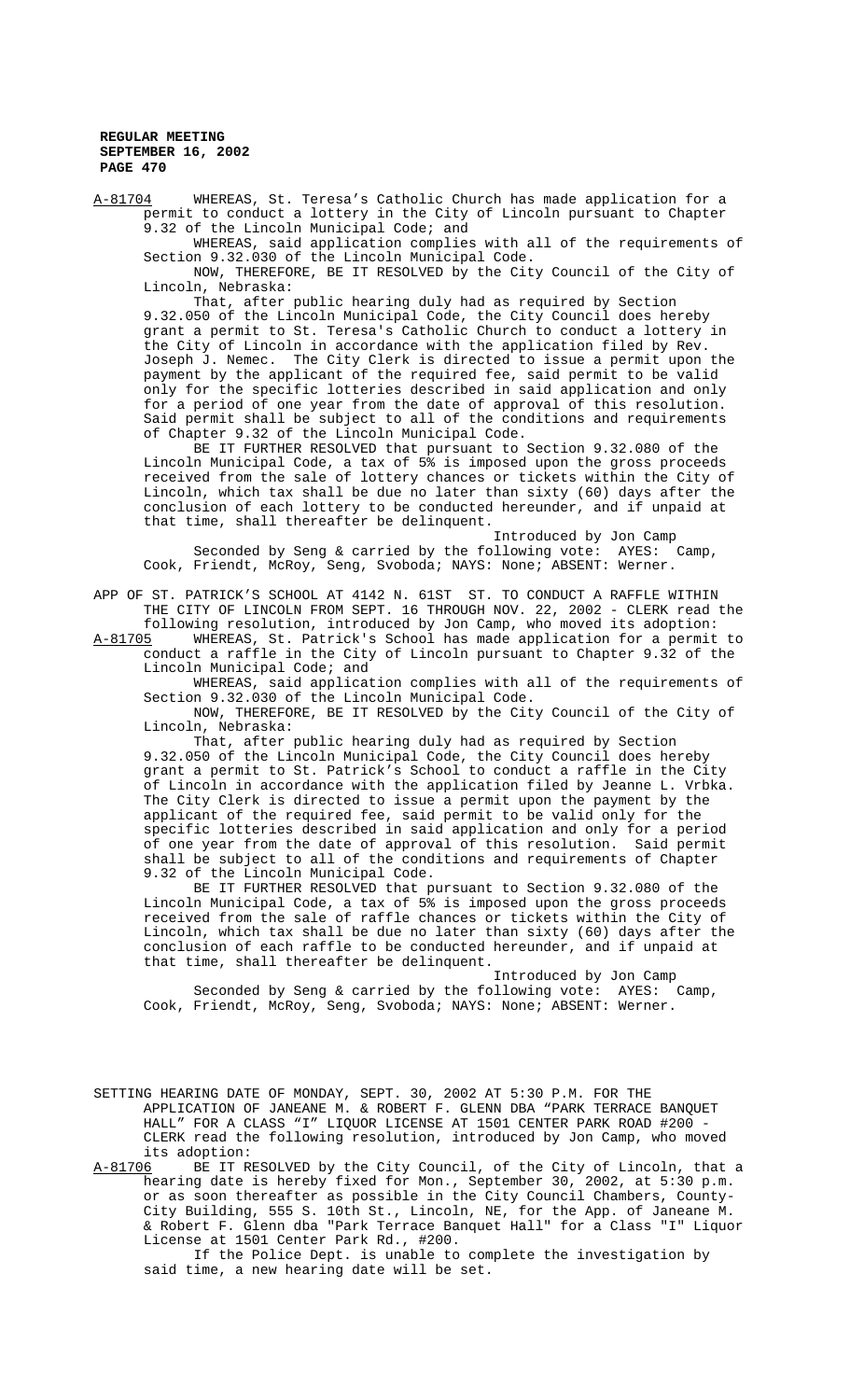A-81704 WHEREAS, St. Teresa's Catholic Church has made application for a permit to conduct a lottery in the City of Lincoln pursuant to Chapter 9.32 of the Lincoln Municipal Code; and

WHEREAS, said application complies with all of the requirements of Section 9.32.030 of the Lincoln Municipal Code.

NOW, THEREFORE, BE IT RESOLVED by the City Council of the City of Lincoln, Nebraska:

That, after public hearing duly had as required by Section 9.32.050 of the Lincoln Municipal Code, the City Council does hereby grant a permit to St. Teresa's Catholic Church to conduct a lottery in the City of Lincoln in accordance with the application filed by Rev. Joseph J. Nemec. The City Clerk is directed to issue a permit upon the payment by the applicant of the required fee, said permit to be valid only for the specific lotteries described in said application and only for a period of one year from the date of approval of this resolution. Said permit shall be subject to all of the conditions and requirements of Chapter 9.32 of the Lincoln Municipal Code.

BE IT FURTHER RESOLVED that pursuant to Section 9.32.080 of the Lincoln Municipal Code, a tax of 5% is imposed upon the gross proceeds received from the sale of lottery chances or tickets within the City of Lincoln, which tax shall be due no later than sixty (60) days after the conclusion of each lottery to be conducted hereunder, and if unpaid at that time, shall thereafter be delinquent.

Introduced by Jon Camp

Seconded by Seng & carried by the following vote: AYES: Camp, Cook, Friendt, McRoy, Seng, Svoboda; NAYS: None; ABSENT: Werner.

APP OF ST. PATRICK'S SCHOOL AT 4142 N. 61ST ST. TO CONDUCT A RAFFLE WITHIN THE CITY OF LINCOLN FROM SEPT. 16 THROUGH NOV. 22, 2002 - CLERK read the following resolution, introduced by Jon Camp, who moved its adoption:

A-81705 WHEREAS, St. Patrick's School has made application for a permit to conduct a raffle in the City of Lincoln pursuant to Chapter 9.32 of the Lincoln Municipal Code; and

WHEREAS, said application complies with all of the requirements of Section 9.32.030 of the Lincoln Municipal Code.

NOW, THEREFORE, BE IT RESOLVED by the City Council of the City of Lincoln, Nebraska:

That, after public hearing duly had as required by Section 9.32.050 of the Lincoln Municipal Code, the City Council does hereby grant a permit to St. Patrick's School to conduct a raffle in the City of Lincoln in accordance with the application filed by Jeanne L. Vrbka. The City Clerk is directed to issue a permit upon the payment by the applicant of the required fee, said permit to be valid only for the specific lotteries described in said application and only for a period of one year from the date of approval of this resolution. Said permit shall be subject to all of the conditions and requirements of Chapter 9.32 of the Lincoln Municipal Code.

BE IT FURTHER RESOLVED that pursuant to Section 9.32.080 of the Lincoln Municipal Code, a tax of 5% is imposed upon the gross proceeds received from the sale of raffle chances or tickets within the City of Lincoln, which tax shall be due no later than sixty (60) days after the conclusion of each raffle to be conducted hereunder, and if unpaid at that time, shall thereafter be delinquent.

Introduced by Jon Camp

Seconded by Seng & carried by the following vote: AYES: Camp, Cook, Friendt, McRoy, Seng, Svoboda; NAYS: None; ABSENT: Werner.

SETTING HEARING DATE OF MONDAY, SEPT. 30, 2002 AT 5:30 P.M. FOR THE APPLICATION OF JANEANE M. & ROBERT F. GLENN DBA "PARK TERRACE BANQUET HALL" FOR A CLASS "I" LIQUOR LICENSE AT 1501 CENTER PARK ROAD #200 - CLERK read the following resolution, introduced by Jon Camp, who moved its adoption:

A-81706 BE IT RESOLVED by the City Council, of the City of Lincoln, that a hearing date is hereby fixed for Mon., September 30, 2002, at 5:30 p.m. or as soon thereafter as possible in the City Council Chambers, County-City Building, 555 S. 10th St., Lincoln, NE, for the App. of Janeane M. & Robert F. Glenn dba "Park Terrace Banquet Hall" for a Class "I" Liquor License at 1501 Center Park Rd., #200.

If the Police Dept. is unable to complete the investigation by said time, a new hearing date will be set.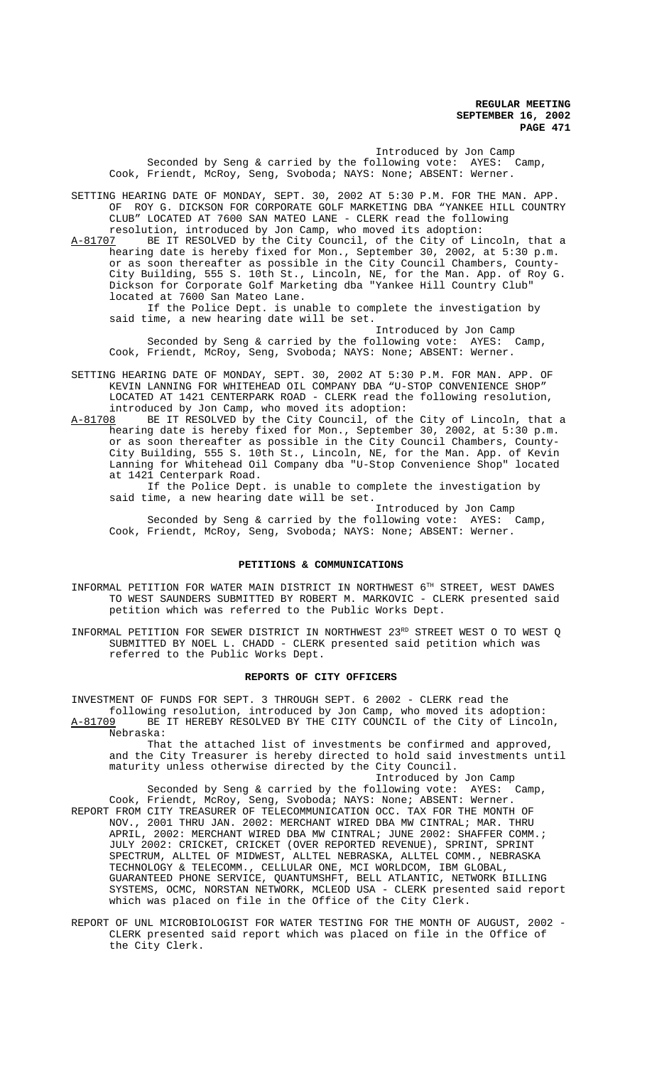Introduced by Jon Camp

Seconded by Seng & carried by the following vote: AYES: Camp, Cook, Friendt, McRoy, Seng, Svoboda; NAYS: None; ABSENT: Werner.

SETTING HEARING DATE OF MONDAY, SEPT. 30, 2002 AT 5:30 P.M. FOR THE MAN. APP. OF ROY G. DICKSON FOR CORPORATE GOLF MARKETING DBA "YANKEE HILL COUNTRY CLUB" LOCATED AT 7600 SAN MATEO LANE - CLERK read the following resolution, introduced by Jon Camp, who moved its adoption:

A-81707 BE IT RESOLVED by the City Council, of the City of Lincoln, that a hearing date is hereby fixed for Mon., September 30, 2002, at 5:30 p.m. or as soon thereafter as possible in the City Council Chambers, County-City Building, 555 S. 10th St., Lincoln, NE, for the Man. App. of Roy G. Dickson for Corporate Golf Marketing dba "Yankee Hill Country Club" located at 7600 San Mateo Lane.

If the Police Dept. is unable to complete the investigation by said time, a new hearing date will be set.

Introduced by Jon Camp

Seconded by Seng & carried by the following vote: AYES: Camp, Cook, Friendt, McRoy, Seng, Svoboda; NAYS: None; ABSENT: Werner.

SETTING HEARING DATE OF MONDAY, SEPT. 30, 2002 AT 5:30 P.M. FOR MAN. APP. OF KEVIN LANNING FOR WHITEHEAD OIL COMPANY DBA "U-STOP CONVENIENCE SHOP" LOCATED AT 1421 CENTERPARK ROAD - CLERK read the following resolution, introduced by Jon Camp, who moved its adoption:

A-81708 BE IT RESOLVED by the City Council, of the City of Lincoln, that a hearing date is hereby fixed for Mon., September 30, 2002, at 5:30 p.m. or as soon thereafter as possible in the City Council Chambers, County-City Building, 555 S. 10th St., Lincoln, NE, for the Man. App. of Kevin Lanning for Whitehead Oil Company dba "U-Stop Convenience Shop" located at 1421 Centerpark Road.

If the Police Dept. is unable to complete the investigation by said time, a new hearing date will be set.

Introduced by Jon Camp

Seconded by Seng & carried by the following vote: AYES: Camp, Cook, Friendt, McRoy, Seng, Svoboda; NAYS: None; ABSENT: Werner.

## PETITIONS & COMMUNICATIONS

INFORMAL PETITION FOR WATER MAIN DISTRICT IN NORTHWEST 6TH STREET, WEST DAWES TO WEST SAUNDERS SUBMITTED BY ROBERT M. MARKOVIC - CLERK presented said petition which was referred to the Public Works Dept.

INFORMAL PETITION FOR SEWER DISTRICT IN NORTHWEST 23RD STREET WEST O TO WEST Q SUBMITTED BY NOEL L. CHADD - CLERK presented said petition which was referred to the Public Works Dept.

## REPORTS OF CITY OFFICERS

INVESTMENT OF FUNDS FOR SEPT. 3 THROUGH SEPT. 6 2002 - CLERK read the following resolution, introduced by Jon Camp, who moved its adoption:

A-81709 BE IT HEREBY RESOLVED BY THE CITY COUNCIL of the City of Lincoln, Nebraska:

That the attached list of investments be confirmed and approved, and the City Treasurer is hereby directed to hold said investments until maturity unless otherwise directed by the City Council.

Introduced by Jon Camp

Seconded by Seng & carried by the following vote: AYES: Camp, Cook, Friendt, McRoy, Seng, Svoboda; NAYS: None; ABSENT: Werner.

REPORT FROM CITY TREASURER OF TELECOMMUNICATION OCC. TAX FOR THE MONTH OF NOV., 2001 THRU JAN. 2002: MERCHANT WIRED DBA MW CINTRAL; MAR. THRU APRIL, 2002: MERCHANT WIRED DBA MW CINTRAL; JUNE 2002: SHAFFER COMM.; JULY 2002: CRICKET, CRICKET (OVER REPORTED REVENUE), SPRINT, SPRINT SPECTRUM, ALLTEL OF MIDWEST, ALLTEL NEBRASKA, ALLTEL COMM., NEBRASKA TECHNOLOGY & TELECOMM., CELLULAR ONE, MCI WORLDCOM, IBM GLOBAL, GUARANTEED PHONE SERVICE, QUANTUMSHFT, BELL ATLANTIC, NETWORK BILLING SYSTEMS, OCMC, NORSTAN NETWORK, MCLEOD USA - CLERK presented said report which was placed on file in the Office of the City Clerk.

REPORT OF UNL MICROBIOLOGIST FOR WATER TESTING FOR THE MONTH OF AUGUST, 2002 - CLERK presented said report which was placed on file in the Office of the City Clerk.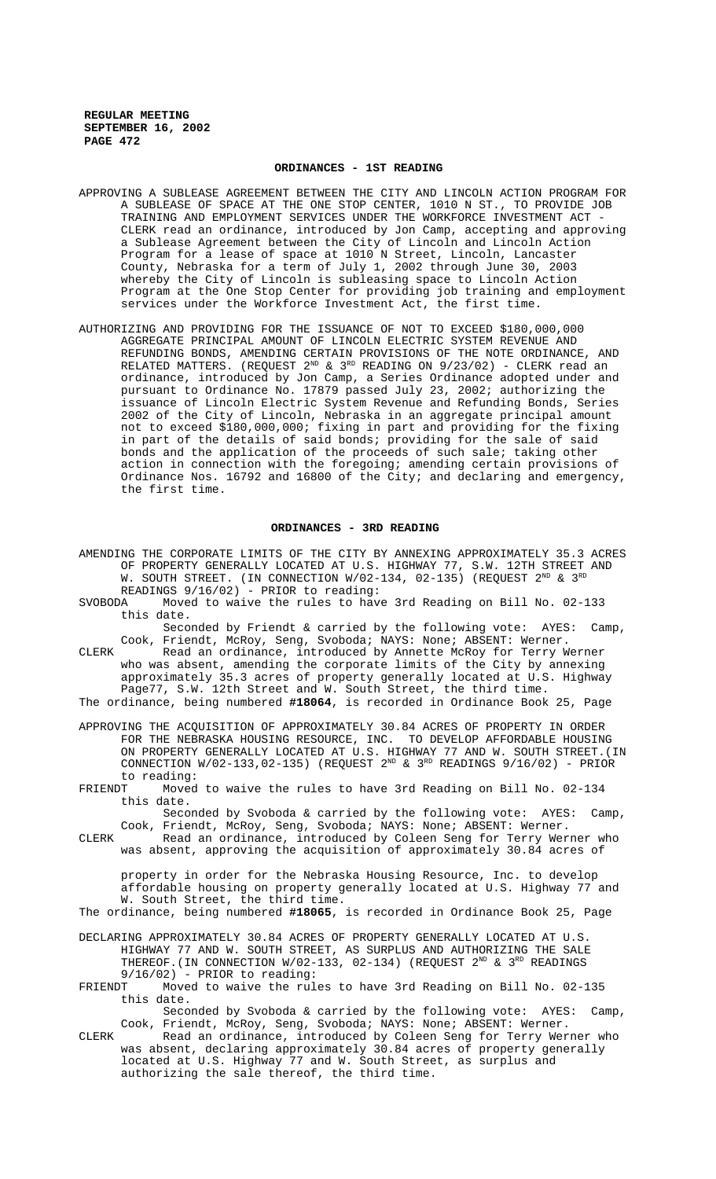## ORDINANCES - 1ST READING

APPROVING A SUBLEASE AGREEMENT BETWEEN THE CITY AND LINCOLN ACTION PROGRAM FOR A SUBLEASE OF SPACE AT THE ONE STOP CENTER, 1010 N ST., TO PROVIDE JOB TRAINING AND EMPLOYMENT SERVICES UNDER THE WORKFORCE INVESTMENT ACT - CLERK read an ordinance, introduced by Jon Camp, accepting and approving a Sublease Agreement between the City of Lincoln and Lincoln Action Program for a lease of space at 1010 N Street, Lincoln, Lancaster County, Nebraska for a term of July 1, 2002 through June 30, 2003 whereby the City of Lincoln is subleasing space to Lincoln Action Program at the One Stop Center for providing job training and employment services under the Workforce Investment Act, the first time.

AUTHORIZING AND PROVIDING FOR THE ISSUANCE OF NOT TO EXCEED $180,000,000 AGGREGATE PRINCIPAL AMOUNT OF LINCOLN ELECTRIC SYSTEM REVENUE AND REFUNDING BONDS, AMENDING CERTAIN PROVISIONS OF THE NOTE ORDINANCE, AND RELATED MATTERS. (REQUEST 2ND & 3RD READING ON 9/23/02) - CLERK read an ordinance, introduced by Jon Camp, a Series Ordinance adopted under and pursuant to Ordinance No. 17879 passed July 23, 2002; authorizing the issuance of Lincoln Electric System Revenue and Refunding Bonds, Series 2002 of the City of Lincoln, Nebraska in an aggregate principal amount not to exceed $180,000,000; fixing in part and providing for the fixing in part of the details of said bonds; providing for the sale of said bonds and the application of the proceeds of such sale; taking other action in connection with the foregoing; amending certain provisions of Ordinance Nos. 16792 and 16800 of the City; and declaring and emergency, the first time.

## ORDINANCES - 3RD READING

AMENDING THE CORPORATE LIMITS OF THE CITY BY ANNEXING APPROXIMATELY 35.3 ACRES OF PROPERTY GENERALLY LOCATED AT U.S. HIGHWAY 77, S.W. 12TH STREET AND W. SOUTH STREET. (IN CONNECTION W/02-134, 02-135) (REQUEST 2ND & 3RD READINGS 9/16/02) - PRIOR to reading:

SVOBODA Moved to waive the rules to have 3rd Reading on Bill No. 02-133 this date.

Seconded by Friendt & carried by the following vote: AYES: Camp, Cook, Friendt, McRoy, Seng, Svoboda; NAYS: None; ABSENT: Werner.

CLERK Read an ordinance, introduced by Annette McRoy for Terry Werner who was absent, amending the corporate limits of the City by annexing approximately 35.3 acres of property generally located at U.S. Highway Page77, S.W. 12th Street and W. South Street, the third time.

The ordinance, being numbered **#18064**, is recorded in Ordinance Book 25, Page

APPROVING THE ACQUISITION OF APPROXIMATELY 30.84 ACRES OF PROPERTY IN ORDER FOR THE NEBRASKA HOUSING RESOURCE, INC. TO DEVELOP AFFORDABLE HOUSING ON PROPERTY GENERALLY LOCATED AT U.S. HIGHWAY 77 AND W. SOUTH STREET.(IN CONNECTION W/02-133,02-135) (REQUEST 2ND & 3RD READINGS 9/16/02) - PRIOR to reading:

FRIENDT Moved to waive the rules to have 3rd Reading on Bill No. 02-134 this date.

Seconded by Svoboda & carried by the following vote: AYES: Camp, Cook, Friendt, McRoy, Seng, Svoboda; NAYS: None; ABSENT: Werner.

CLERK Read an ordinance, introduced by Coleen Seng for Terry Werner who was absent, approving the acquisition of approximately 30.84 acres of property in order for the Nebraska Housing Resource, Inc. to develop affordable housing on property generally located at U.S. Highway 77 and W. South Street, the third time.

The ordinance, being numbered **#18065**, is recorded in Ordinance Book 25, Page

DECLARING APPROXIMATELY 30.84 ACRES OF PROPERTY GENERALLY LOCATED AT U.S. HIGHWAY 77 AND W. SOUTH STREET, AS SURPLUS AND AUTHORIZING THE SALE THEREOF.(IN CONNECTION W/02-133, 02-134) (REQUEST 2ND & 3RD READINGS 9/16/02) - PRIOR to reading:

FRIENDT Moved to waive the rules to have 3rd Reading on Bill No. 02-135 this date.

Seconded by Svoboda & carried by the following vote: AYES: Camp, Cook, Friendt, McRoy, Seng, Svoboda; NAYS: None; ABSENT: Werner.

CLERK Read an ordinance, introduced by Coleen Seng for Terry Werner who was absent, declaring approximately 30.84 acres of property generally located at U.S. Highway 77 and W. South Street, as surplus and authorizing the sale thereof, the third time.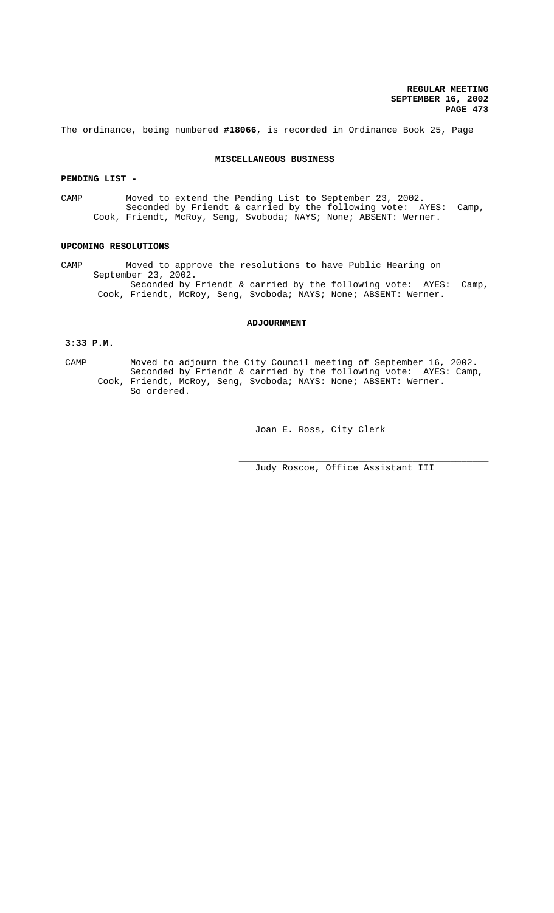The ordinance, being numbered **#18066**, is recorded in Ordinance Book 25, Page

## MISCELLANEOUS BUSINESS

**PENDING LIST -**

CAMP Moved to extend the Pending List to September 23, 2002.
Seconded by Friendt & carried by the following vote: AYES: Camp, Cook, Friendt, McRoy, Seng, Svoboda; NAYS; None; ABSENT: Werner.

**UPCOMING RESOLUTIONS**

CAMP Moved to approve the resolutions to have Public Hearing on September 23, 2002.
Seconded by Friendt & carried by the following vote: AYES: Camp, Cook, Friendt, McRoy, Seng, Svoboda; NAYS; None; ABSENT: Werner.

## ADJOURNMENT

**3:33 P.M.**

CAMP Moved to adjourn the City Council meeting of September 16, 2002.
Seconded by Friendt & carried by the following vote: AYES: Camp, Cook, Friendt, McRoy, Seng, Svoboda; NAYS: None; ABSENT: Werner.
So ordered.

Joan E. Ross, City Clerk

Judy Roscoe, Office Assistant III